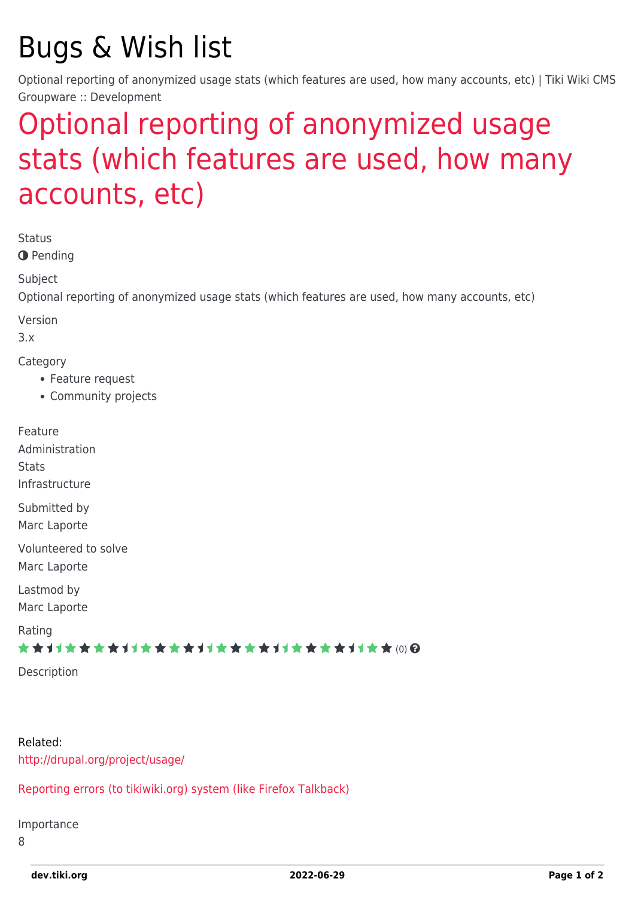# Bugs & Wish list

Optional reporting of anonymized usage stats (which features are used, how many accounts, etc) | Tiki Wiki CMS Groupware :: Development

## Optional reporting of anonymized usage stats (which features are used, how many accounts, etc)

Status

Pending

Subject

Optional reporting of anonymized usage stats (which features are used, how many accounts, etc)

Version

3.x

Category

- Feature request
- Community projects

Feature

Administration

Stats

Infrastructure

Submitted by

Marc Laporte

Volunteered to solve

Marc Laporte

Lastmod by

Marc Laporte

Rating

(0)

Description

Related:

http://drupal.org/project/usage/

Reporting errors (to tikiwiki.org) system (like Firefox Talkback)

Importance

8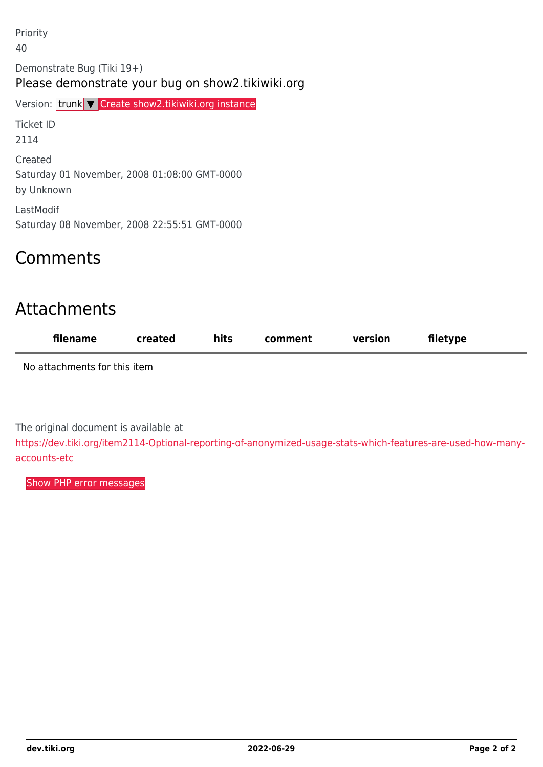Priority

40

Demonstrate Bug (Tiki 19+)

Please demonstrate your bug on show2.tikiwiki.org

Version: trunk ▼ Create show2.tikiwiki.org instance

Ticket ID

2114

Created

Saturday 01 November, 2008 01:08:00 GMT-0000

by Unknown

LastModif

Saturday 08 November, 2008 22:55:51 GMT-0000

## Comments

## Attachments

| filename | created | hits | comment | version | filetype |
|---|---|---|---|---|---|
| No attachments for this item | | | | | |

The original document is available at

https://dev.tiki.org/item2114-Optional-reporting-of-anonymized-usage-stats-which-features-are-used-how-many-accounts-etc

Show PHP error messages